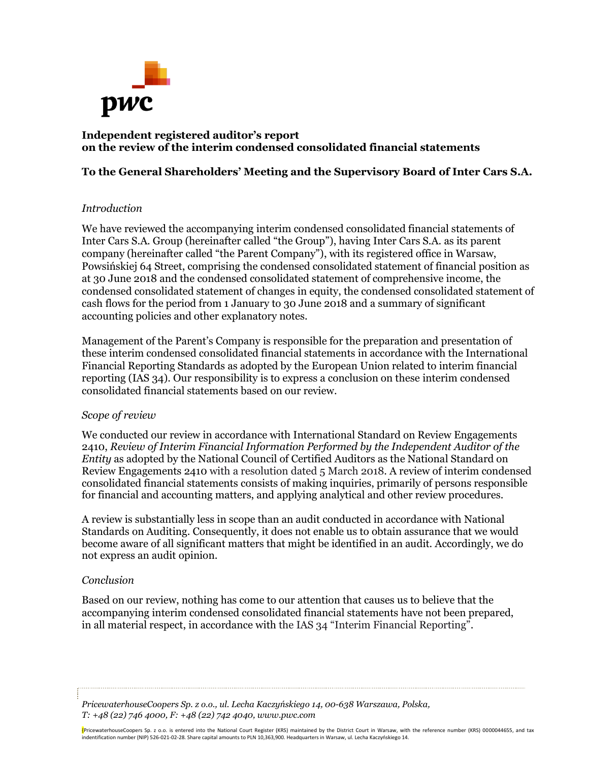**Independent registered auditor's report**
**on the review of the interim condensed consolidated financial statements**

**To the General Shareholders' Meeting and the Supervisory Board of Inter Cars S.A.**

*Introduction*

We have reviewed the accompanying interim condensed consolidated financial statements of Inter Cars S.A. Group (hereinafter called "the Group"), having Inter Cars S.A. as its parent company (hereinafter called "the Parent Company"), with its registered office in Warsaw, Powsińskiej 64 Street, comprising the condensed consolidated statement of financial position as at 30 June 2018 and the condensed consolidated statement of comprehensive income, the condensed consolidated statement of changes in equity, the condensed consolidated statement of cash flows for the period from 1 January to 30 June 2018 and a summary of significant accounting policies and other explanatory notes.

Management of the Parent's Company is responsible for the preparation and presentation of these interim condensed consolidated financial statements in accordance with the International Financial Reporting Standards as adopted by the European Union related to interim financial reporting (IAS 34). Our responsibility is to express a conclusion on these interim condensed consolidated financial statements based on our review.

*Scope of review*

We conducted our review in accordance with International Standard on Review Engagements 2410, *Review of Interim Financial Information Performed by the Independent Auditor of the Entity* as adopted by the National Council of Certified Auditors as the National Standard on Review Engagements 2410 with a resolution dated 5 March 2018. A review of interim condensed consolidated financial statements consists of making inquiries, primarily of persons responsible for financial and accounting matters, and applying analytical and other review procedures.

A review is substantially less in scope than an audit conducted in accordance with National Standards on Auditing. Consequently, it does not enable us to obtain assurance that we would become aware of all significant matters that might be identified in an audit. Accordingly, we do not express an audit opinion.

*Conclusion*

Based on our review, nothing has come to our attention that causes us to believe that the accompanying interim condensed consolidated financial statements have not been prepared, in all material respect, in accordance with the IAS 34 "Interim Financial Reporting".

*PricewaterhouseCoopers Sp. z o.o., ul. Lecha Kaczyńskiego 14, 00-638 Warszawa, Polska,*
*T: +48 (22) 746 4000, F: +48 (22) 742 4040, www.pwc.com*

PricewaterhouseCoopers Sp. z o.o. is entered into the National Court Register (KRS) maintained by the District Court in Warsaw, with the reference number (KRS) 0000044655, and tax indentification number (NIP) 526-021-02-28. Share capital amounts to PLN 10,363,900. Headquarters in Warsaw, ul. Lecha Kaczyńskiego 14.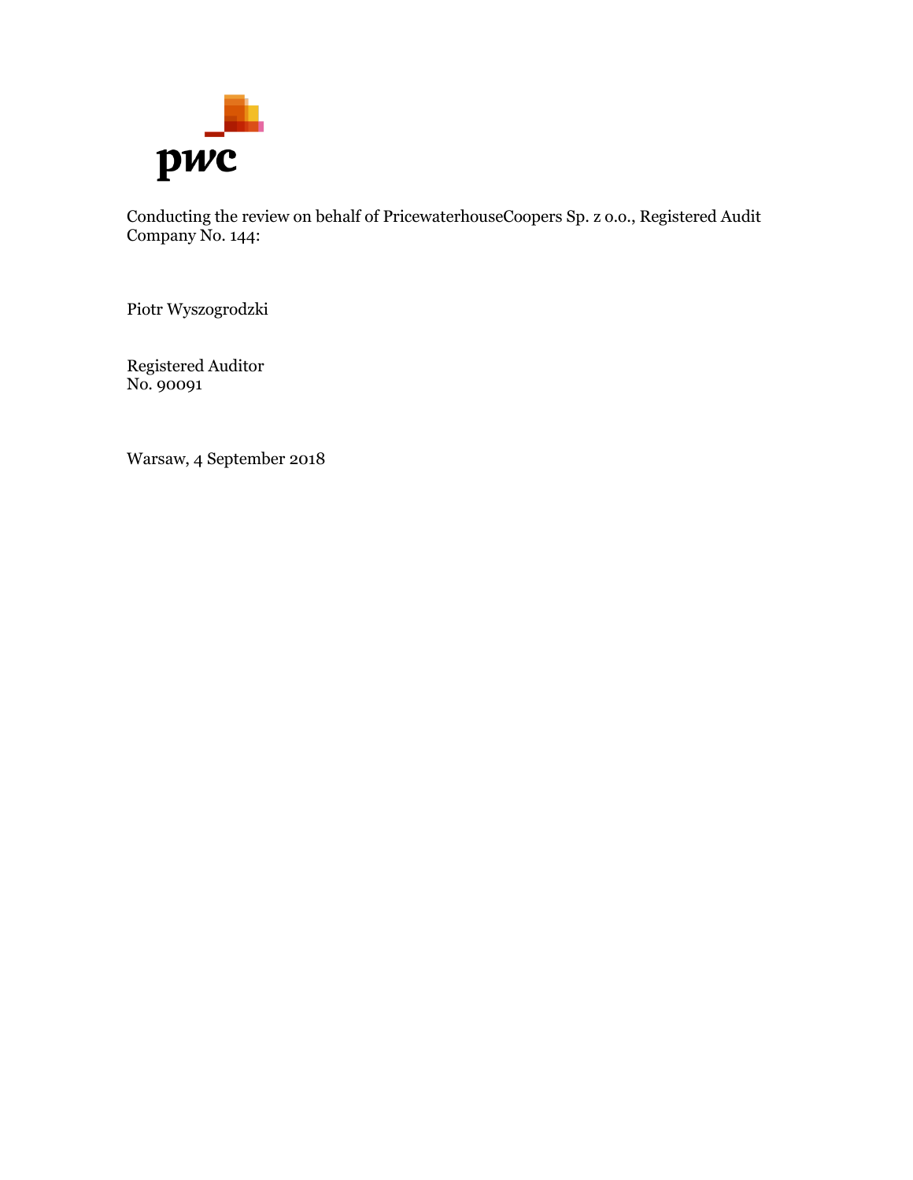Conducting the review on behalf of PricewaterhouseCoopers Sp. z o.o., Registered Audit Company No. 144:

Piotr Wyszogrodzki

Registered Auditor
No. 90091

Warsaw, 4 September 2018